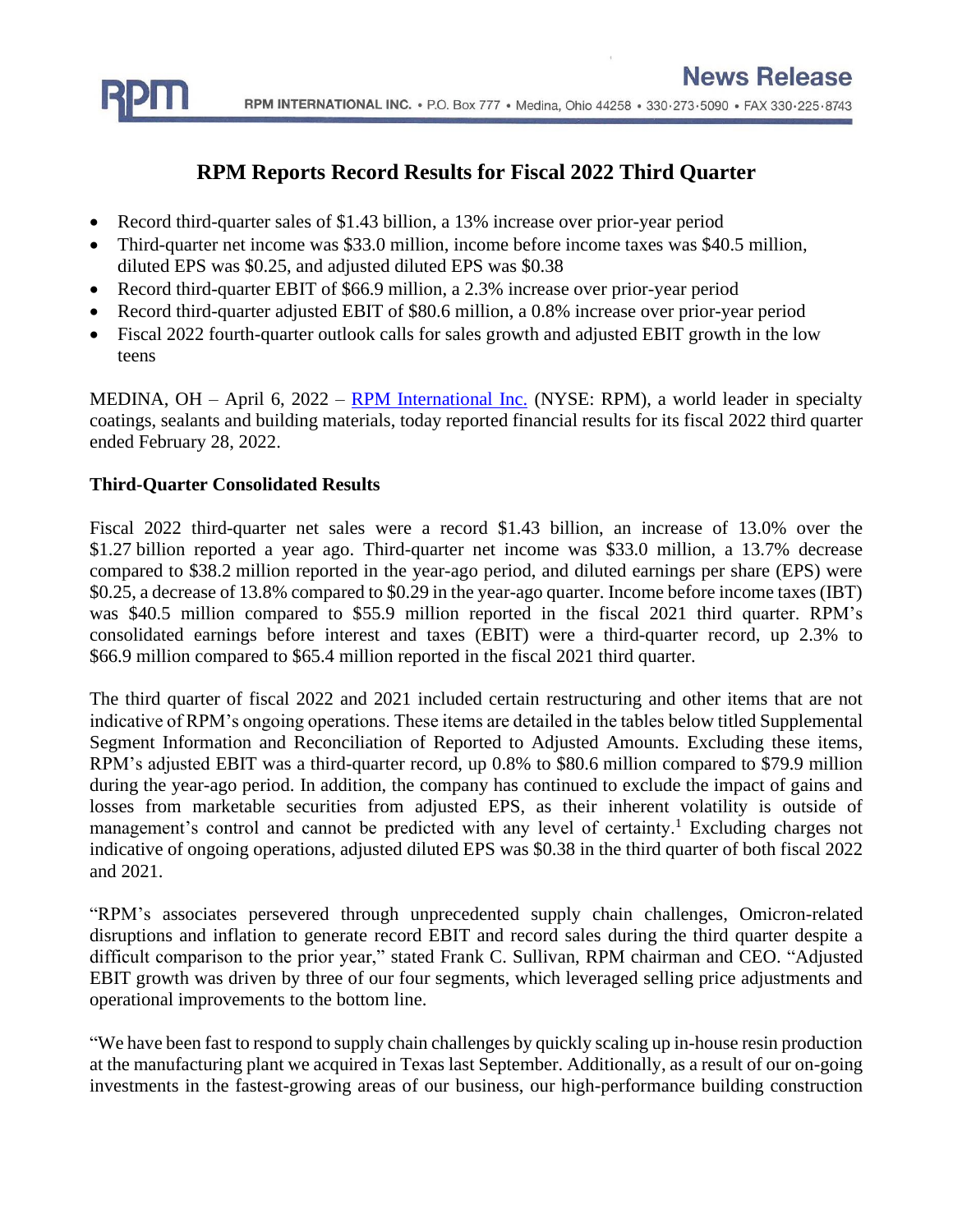RPM INTERNATIONAL INC. • P.O. Box 777 • Medina, Ohio 44258 • 330-273-5090 • FAX 330-225-8743

**News Release**

# RPM Reports Record Results for Fiscal 2022 Third Quarter

- Record third-quarter sales of $1.43 billion, a 13% increase over prior-year period
- Third-quarter net income was $33.0 million, income before income taxes was $40.5 million, diluted EPS was $0.25, and adjusted diluted EPS was $0.38
- Record third-quarter EBIT of $66.9 million, a 2.3% increase over prior-year period
- Record third-quarter adjusted EBIT of $80.6 million, a 0.8% increase over prior-year period
- Fiscal 2022 fourth-quarter outlook calls for sales growth and adjusted EBIT growth in the low teens

MEDINA, OH – April 6, 2022 – RPM International Inc. (NYSE: RPM), a world leader in specialty coatings, sealants and building materials, today reported financial results for its fiscal 2022 third quarter ended February 28, 2022.

## Third-Quarter Consolidated Results

Fiscal 2022 third-quarter net sales were a record $1.43 billion, an increase of 13.0% over the $1.27 billion reported a year ago. Third-quarter net income was $33.0 million, a 13.7% decrease compared to $38.2 million reported in the year-ago period, and diluted earnings per share (EPS) were $0.25, a decrease of 13.8% compared to $0.29 in the year-ago quarter. Income before income taxes (IBT) was $40.5 million compared to $55.9 million reported in the fiscal 2021 third quarter. RPM's consolidated earnings before interest and taxes (EBIT) were a third-quarter record, up 2.3% to $66.9 million compared to $65.4 million reported in the fiscal 2021 third quarter.

The third quarter of fiscal 2022 and 2021 included certain restructuring and other items that are not indicative of RPM's ongoing operations. These items are detailed in the tables below titled Supplemental Segment Information and Reconciliation of Reported to Adjusted Amounts. Excluding these items, RPM's adjusted EBIT was a third-quarter record, up 0.8% to $80.6 million compared to $79.9 million during the year-ago period. In addition, the company has continued to exclude the impact of gains and losses from marketable securities from adjusted EPS, as their inherent volatility is outside of management's control and cannot be predicted with any level of certainty.[1] Excluding charges not indicative of ongoing operations, adjusted diluted EPS was $0.38 in the third quarter of both fiscal 2022 and 2021.

"RPM's associates persevered through unprecedented supply chain challenges, Omicron-related disruptions and inflation to generate record EBIT and record sales during the third quarter despite a difficult comparison to the prior year," stated Frank C. Sullivan, RPM chairman and CEO. "Adjusted EBIT growth was driven by three of our four segments, which leveraged selling price adjustments and operational improvements to the bottom line.

"We have been fast to respond to supply chain challenges by quickly scaling up in-house resin production at the manufacturing plant we acquired in Texas last September. Additionally, as a result of our on-going investments in the fastest-growing areas of our business, our high-performance building construction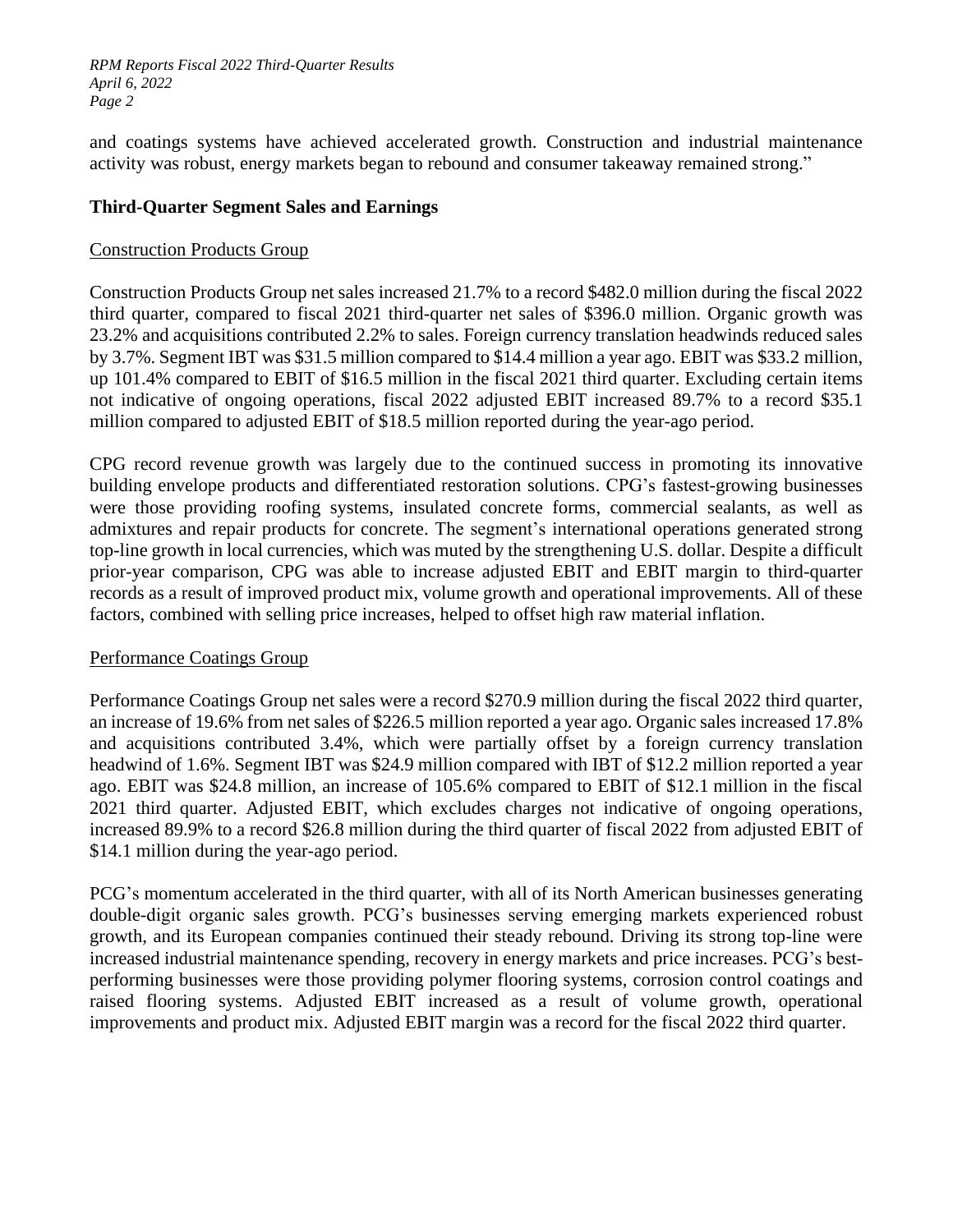and coatings systems have achieved accelerated growth. Construction and industrial maintenance activity was robust, energy markets began to rebound and consumer takeaway remained strong."

## Third-Quarter Segment Sales and Earnings

### Construction Products Group

Construction Products Group net sales increased 21.7% to a record $482.0 million during the fiscal 2022 third quarter, compared to fiscal 2021 third-quarter net sales of $396.0 million. Organic growth was 23.2% and acquisitions contributed 2.2% to sales. Foreign currency translation headwinds reduced sales by 3.7%. Segment IBT was $31.5 million compared to $14.4 million a year ago. EBIT was $33.2 million, up 101.4% compared to EBIT of $16.5 million in the fiscal 2021 third quarter. Excluding certain items not indicative of ongoing operations, fiscal 2022 adjusted EBIT increased 89.7% to a record $35.1 million compared to adjusted EBIT of $18.5 million reported during the year-ago period.

CPG record revenue growth was largely due to the continued success in promoting its innovative building envelope products and differentiated restoration solutions. CPG's fastest-growing businesses were those providing roofing systems, insulated concrete forms, commercial sealants, as well as admixtures and repair products for concrete. The segment's international operations generated strong top-line growth in local currencies, which was muted by the strengthening U.S. dollar. Despite a difficult prior-year comparison, CPG was able to increase adjusted EBIT and EBIT margin to third-quarter records as a result of improved product mix, volume growth and operational improvements. All of these factors, combined with selling price increases, helped to offset high raw material inflation.

### Performance Coatings Group

Performance Coatings Group net sales were a record $270.9 million during the fiscal 2022 third quarter, an increase of 19.6% from net sales of $226.5 million reported a year ago. Organic sales increased 17.8% and acquisitions contributed 3.4%, which were partially offset by a foreign currency translation headwind of 1.6%. Segment IBT was $24.9 million compared with IBT of $12.2 million reported a year ago. EBIT was $24.8 million, an increase of 105.6% compared to EBIT of $12.1 million in the fiscal 2021 third quarter. Adjusted EBIT, which excludes charges not indicative of ongoing operations, increased 89.9% to a record $26.8 million during the third quarter of fiscal 2022 from adjusted EBIT of $14.1 million during the year-ago period.

PCG's momentum accelerated in the third quarter, with all of its North American businesses generating double-digit organic sales growth. PCG's businesses serving emerging markets experienced robust growth, and its European companies continued their steady rebound. Driving its strong top-line were increased industrial maintenance spending, recovery in energy markets and price increases. PCG's best-performing businesses were those providing polymer flooring systems, corrosion control coatings and raised flooring systems. Adjusted EBIT increased as a result of volume growth, operational improvements and product mix. Adjusted EBIT margin was a record for the fiscal 2022 third quarter.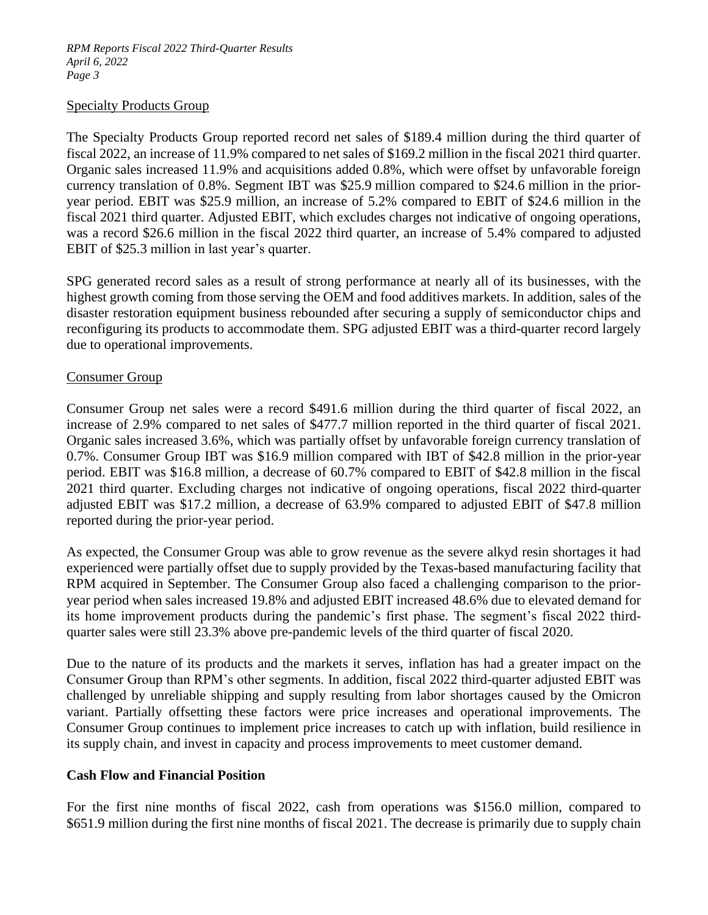Specialty Products Group

The Specialty Products Group reported record net sales of $189.4 million during the third quarter of fiscal 2022, an increase of 11.9% compared to net sales of $169.2 million in the fiscal 2021 third quarter. Organic sales increased 11.9% and acquisitions added 0.8%, which were offset by unfavorable foreign currency translation of 0.8%. Segment IBT was $25.9 million compared to $24.6 million in the prior-year period. EBIT was $25.9 million, an increase of 5.2% compared to EBIT of $24.6 million in the fiscal 2021 third quarter. Adjusted EBIT, which excludes charges not indicative of ongoing operations, was a record $26.6 million in the fiscal 2022 third quarter, an increase of 5.4% compared to adjusted EBIT of $25.3 million in last year's quarter.

SPG generated record sales as a result of strong performance at nearly all of its businesses, with the highest growth coming from those serving the OEM and food additives markets. In addition, sales of the disaster restoration equipment business rebounded after securing a supply of semiconductor chips and reconfiguring its products to accommodate them. SPG adjusted EBIT was a third-quarter record largely due to operational improvements.

Consumer Group

Consumer Group net sales were a record $491.6 million during the third quarter of fiscal 2022, an increase of 2.9% compared to net sales of $477.7 million reported in the third quarter of fiscal 2021. Organic sales increased 3.6%, which was partially offset by unfavorable foreign currency translation of 0.7%. Consumer Group IBT was $16.9 million compared with IBT of $42.8 million in the prior-year period. EBIT was $16.8 million, a decrease of 60.7% compared to EBIT of $42.8 million in the fiscal 2021 third quarter. Excluding charges not indicative of ongoing operations, fiscal 2022 third-quarter adjusted EBIT was $17.2 million, a decrease of 63.9% compared to adjusted EBIT of $47.8 million reported during the prior-year period.

As expected, the Consumer Group was able to grow revenue as the severe alkyd resin shortages it had experienced were partially offset due to supply provided by the Texas-based manufacturing facility that RPM acquired in September. The Consumer Group also faced a challenging comparison to the prior-year period when sales increased 19.8% and adjusted EBIT increased 48.6% due to elevated demand for its home improvement products during the pandemic's first phase. The segment's fiscal 2022 third-quarter sales were still 23.3% above pre-pandemic levels of the third quarter of fiscal 2020.

Due to the nature of its products and the markets it serves, inflation has had a greater impact on the Consumer Group than RPM's other segments. In addition, fiscal 2022 third-quarter adjusted EBIT was challenged by unreliable shipping and supply resulting from labor shortages caused by the Omicron variant. Partially offsetting these factors were price increases and operational improvements. The Consumer Group continues to implement price increases to catch up with inflation, build resilience in its supply chain, and invest in capacity and process improvements to meet customer demand.

**Cash Flow and Financial Position**

For the first nine months of fiscal 2022, cash from operations was $156.0 million, compared to $651.9 million during the first nine months of fiscal 2021. The decrease is primarily due to supply chain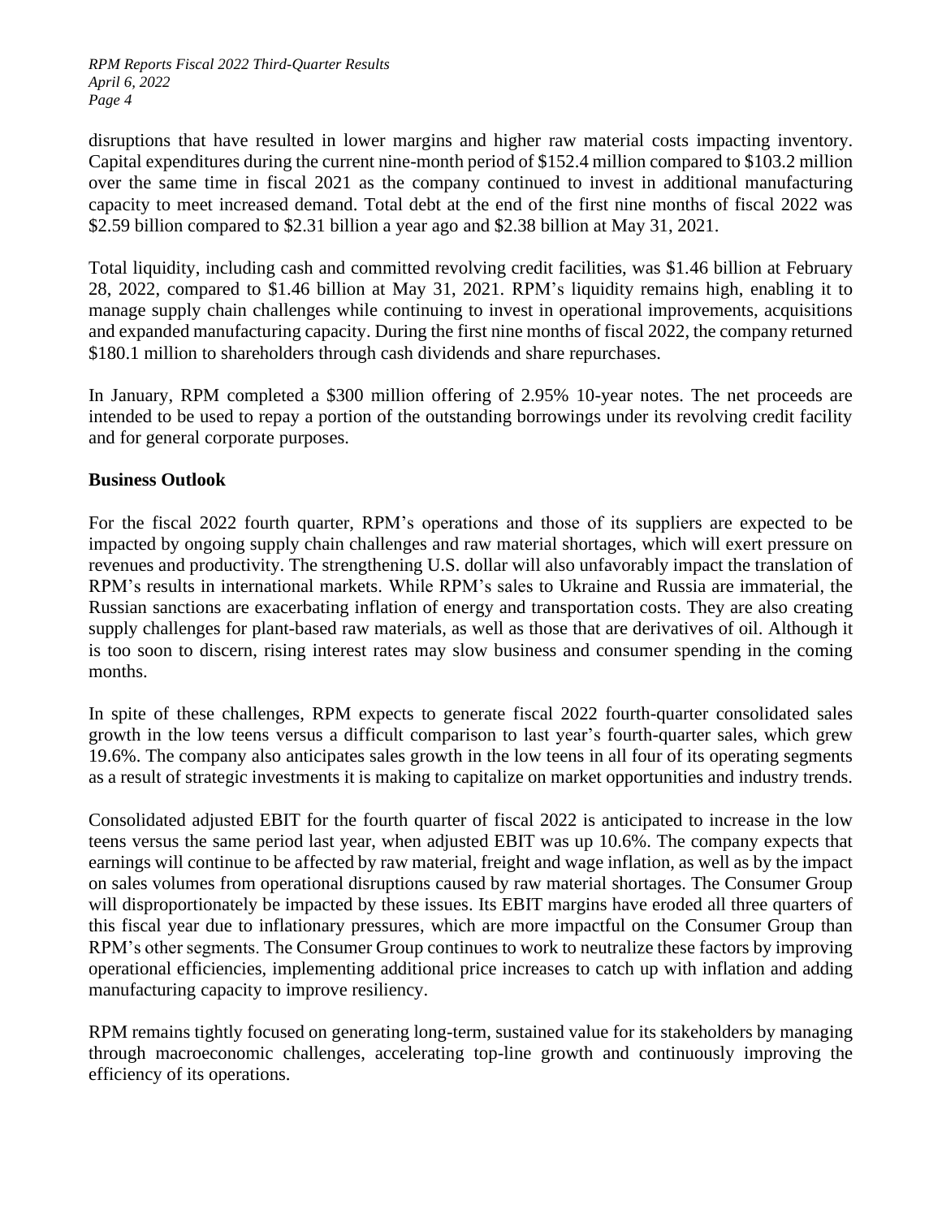disruptions that have resulted in lower margins and higher raw material costs impacting inventory. Capital expenditures during the current nine-month period of $152.4 million compared to $103.2 million over the same time in fiscal 2021 as the company continued to invest in additional manufacturing capacity to meet increased demand. Total debt at the end of the first nine months of fiscal 2022 was $2.59 billion compared to $2.31 billion a year ago and $2.38 billion at May 31, 2021.

Total liquidity, including cash and committed revolving credit facilities, was $1.46 billion at February 28, 2022, compared to $1.46 billion at May 31, 2021. RPM's liquidity remains high, enabling it to manage supply chain challenges while continuing to invest in operational improvements, acquisitions and expanded manufacturing capacity. During the first nine months of fiscal 2022, the company returned $180.1 million to shareholders through cash dividends and share repurchases.

In January, RPM completed a $300 million offering of 2.95% 10-year notes. The net proceeds are intended to be used to repay a portion of the outstanding borrowings under its revolving credit facility and for general corporate purposes.

**Business Outlook**

For the fiscal 2022 fourth quarter, RPM's operations and those of its suppliers are expected to be impacted by ongoing supply chain challenges and raw material shortages, which will exert pressure on revenues and productivity. The strengthening U.S. dollar will also unfavorably impact the translation of RPM's results in international markets. While RPM's sales to Ukraine and Russia are immaterial, the Russian sanctions are exacerbating inflation of energy and transportation costs. They are also creating supply challenges for plant-based raw materials, as well as those that are derivatives of oil. Although it is too soon to discern, rising interest rates may slow business and consumer spending in the coming months.

In spite of these challenges, RPM expects to generate fiscal 2022 fourth-quarter consolidated sales growth in the low teens versus a difficult comparison to last year's fourth-quarter sales, which grew 19.6%. The company also anticipates sales growth in the low teens in all four of its operating segments as a result of strategic investments it is making to capitalize on market opportunities and industry trends.

Consolidated adjusted EBIT for the fourth quarter of fiscal 2022 is anticipated to increase in the low teens versus the same period last year, when adjusted EBIT was up 10.6%. The company expects that earnings will continue to be affected by raw material, freight and wage inflation, as well as by the impact on sales volumes from operational disruptions caused by raw material shortages. The Consumer Group will disproportionately be impacted by these issues. Its EBIT margins have eroded all three quarters of this fiscal year due to inflationary pressures, which are more impactful on the Consumer Group than RPM's other segments. The Consumer Group continues to work to neutralize these factors by improving operational efficiencies, implementing additional price increases to catch up with inflation and adding manufacturing capacity to improve resiliency.

RPM remains tightly focused on generating long-term, sustained value for its stakeholders by managing through macroeconomic challenges, accelerating top-line growth and continuously improving the efficiency of its operations.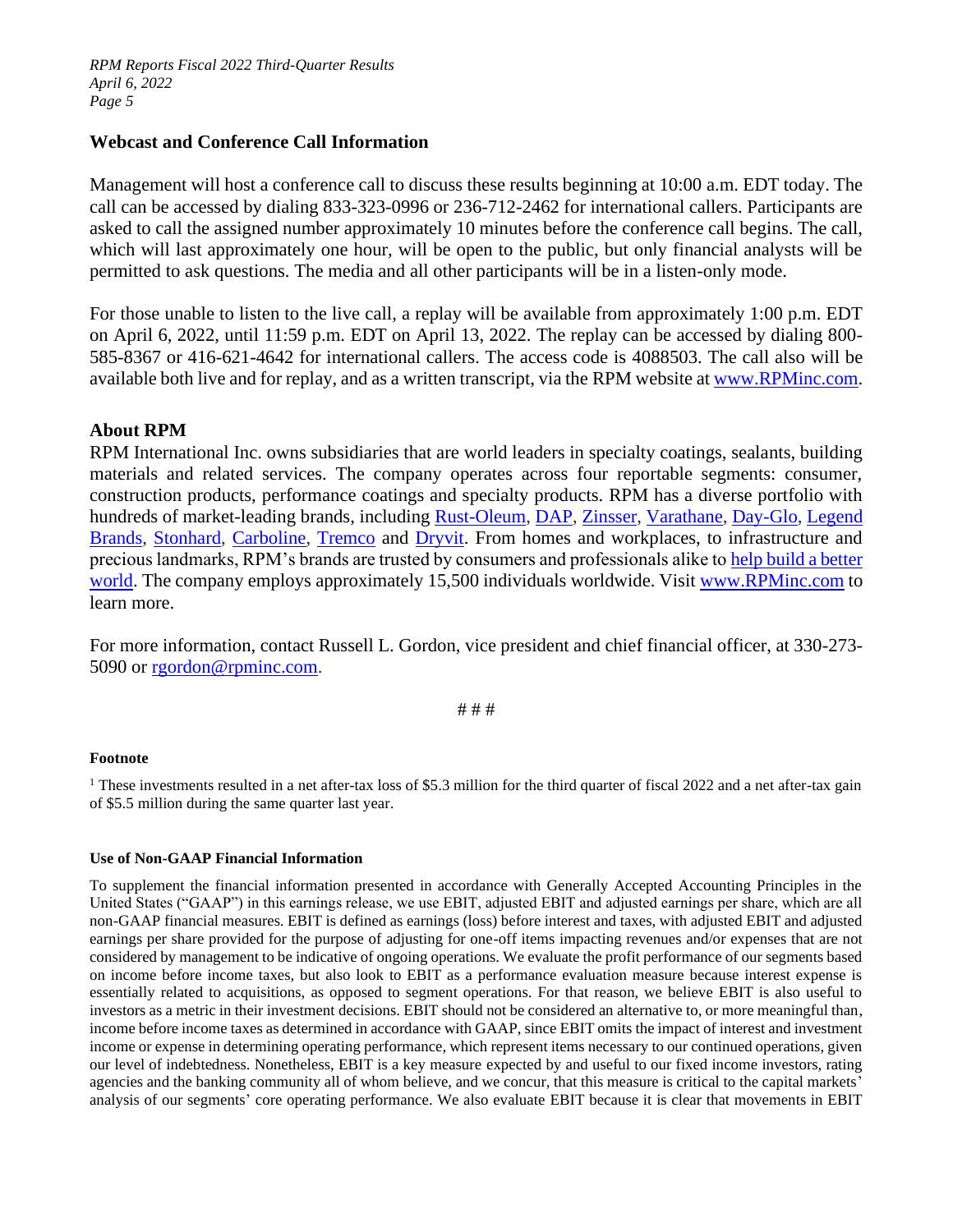## Webcast and Conference Call Information

Management will host a conference call to discuss these results beginning at 10:00 a.m. EDT today. The call can be accessed by dialing 833-323-0996 or 236-712-2462 for international callers. Participants are asked to call the assigned number approximately 10 minutes before the conference call begins. The call, which will last approximately one hour, will be open to the public, but only financial analysts will be permitted to ask questions. The media and all other participants will be in a listen-only mode.

For those unable to listen to the live call, a replay will be available from approximately 1:00 p.m. EDT on April 6, 2022, until 11:59 p.m. EDT on April 13, 2022. The replay can be accessed by dialing 800-585-8367 or 416-621-4642 for international callers. The access code is 4088503. The call also will be available both live and for replay, and as a written transcript, via the RPM website at www.RPMinc.com.

## About RPM

RPM International Inc. owns subsidiaries that are world leaders in specialty coatings, sealants, building materials and related services. The company operates across four reportable segments: consumer, construction products, performance coatings and specialty products. RPM has a diverse portfolio with hundreds of market-leading brands, including Rust-Oleum, DAP, Zinsser, Varathane, Day-Glo, Legend Brands, Stonhard, Carboline, Tremco and Dryvit. From homes and workplaces, to infrastructure and precious landmarks, RPM's brands are trusted by consumers and professionals alike to help build a better world. The company employs approximately 15,500 individuals worldwide. Visit www.RPMinc.com to learn more.

For more information, contact Russell L. Gordon, vice president and chief financial officer, at 330-273-5090 or rgordon@rpminc.com.

# # #

#### Footnote

[1] These investments resulted in a net after-tax loss of $5.3 million for the third quarter of fiscal 2022 and a net after-tax gain of $5.5 million during the same quarter last year.

#### Use of Non-GAAP Financial Information

To supplement the financial information presented in accordance with Generally Accepted Accounting Principles in the United States ("GAAP") in this earnings release, we use EBIT, adjusted EBIT and adjusted earnings per share, which are all non-GAAP financial measures. EBIT is defined as earnings (loss) before interest and taxes, with adjusted EBIT and adjusted earnings per share provided for the purpose of adjusting for one-off items impacting revenues and/or expenses that are not considered by management to be indicative of ongoing operations. We evaluate the profit performance of our segments based on income before income taxes, but also look to EBIT as a performance evaluation measure because interest expense is essentially related to acquisitions, as opposed to segment operations. For that reason, we believe EBIT is also useful to investors as a metric in their investment decisions. EBIT should not be considered an alternative to, or more meaningful than, income before income taxes as determined in accordance with GAAP, since EBIT omits the impact of interest and investment income or expense in determining operating performance, which represent items necessary to our continued operations, given our level of indebtedness. Nonetheless, EBIT is a key measure expected by and useful to our fixed income investors, rating agencies and the banking community all of whom believe, and we concur, that this measure is critical to the capital markets' analysis of our segments' core operating performance. We also evaluate EBIT because it is clear that movements in EBIT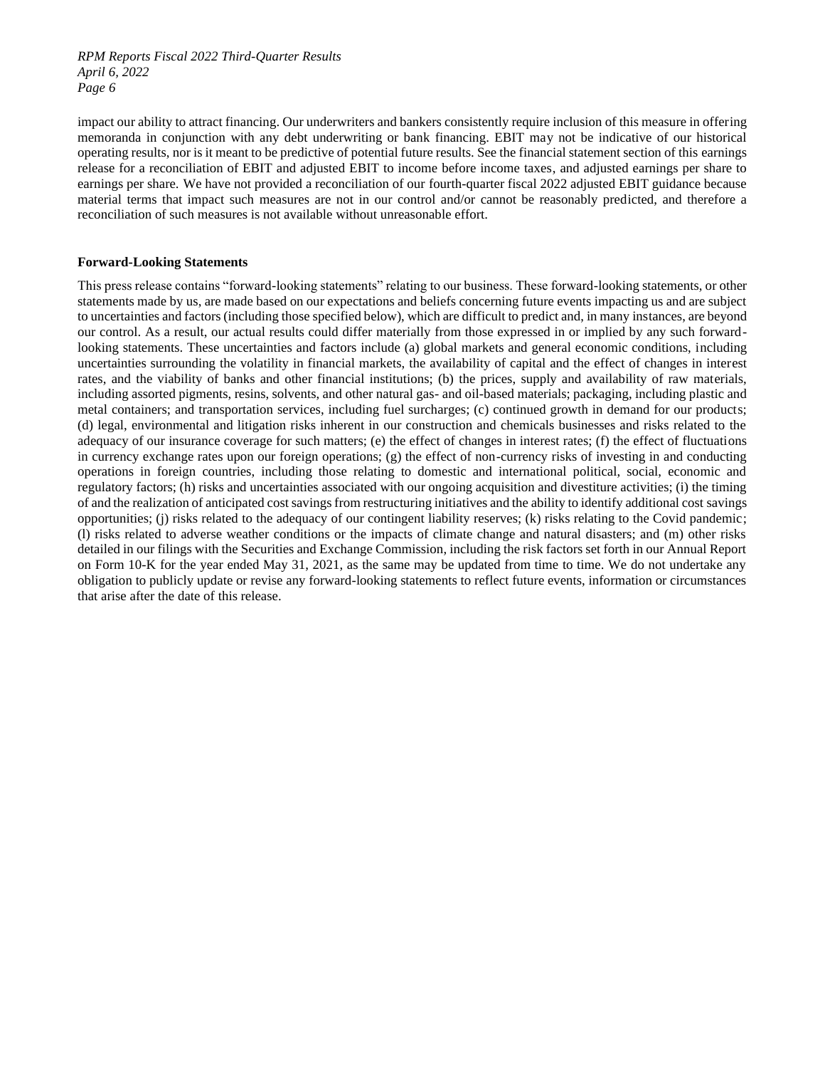impact our ability to attract financing. Our underwriters and bankers consistently require inclusion of this measure in offering memoranda in conjunction with any debt underwriting or bank financing. EBIT may not be indicative of our historical operating results, nor is it meant to be predictive of potential future results. See the financial statement section of this earnings release for a reconciliation of EBIT and adjusted EBIT to income before income taxes, and adjusted earnings per share to earnings per share. We have not provided a reconciliation of our fourth-quarter fiscal 2022 adjusted EBIT guidance because material terms that impact such measures are not in our control and/or cannot be reasonably predicted, and therefore a reconciliation of such measures is not available without unreasonable effort.

**Forward-Looking Statements**

This press release contains "forward-looking statements" relating to our business. These forward-looking statements, or other statements made by us, are made based on our expectations and beliefs concerning future events impacting us and are subject to uncertainties and factors (including those specified below), which are difficult to predict and, in many instances, are beyond our control. As a result, our actual results could differ materially from those expressed in or implied by any such forward-looking statements. These uncertainties and factors include (a) global markets and general economic conditions, including uncertainties surrounding the volatility in financial markets, the availability of capital and the effect of changes in interest rates, and the viability of banks and other financial institutions; (b) the prices, supply and availability of raw materials, including assorted pigments, resins, solvents, and other natural gas- and oil-based materials; packaging, including plastic and metal containers; and transportation services, including fuel surcharges; (c) continued growth in demand for our products; (d) legal, environmental and litigation risks inherent in our construction and chemicals businesses and risks related to the adequacy of our insurance coverage for such matters; (e) the effect of changes in interest rates; (f) the effect of fluctuations in currency exchange rates upon our foreign operations; (g) the effect of non-currency risks of investing in and conducting operations in foreign countries, including those relating to domestic and international political, social, economic and regulatory factors; (h) risks and uncertainties associated with our ongoing acquisition and divestiture activities; (i) the timing of and the realization of anticipated cost savings from restructuring initiatives and the ability to identify additional cost savings opportunities; (j) risks related to the adequacy of our contingent liability reserves; (k) risks relating to the Covid pandemic; (l) risks related to adverse weather conditions or the impacts of climate change and natural disasters; and (m) other risks detailed in our filings with the Securities and Exchange Commission, including the risk factors set forth in our Annual Report on Form 10-K for the year ended May 31, 2021, as the same may be updated from time to time. We do not undertake any obligation to publicly update or revise any forward-looking statements to reflect future events, information or circumstances that arise after the date of this release.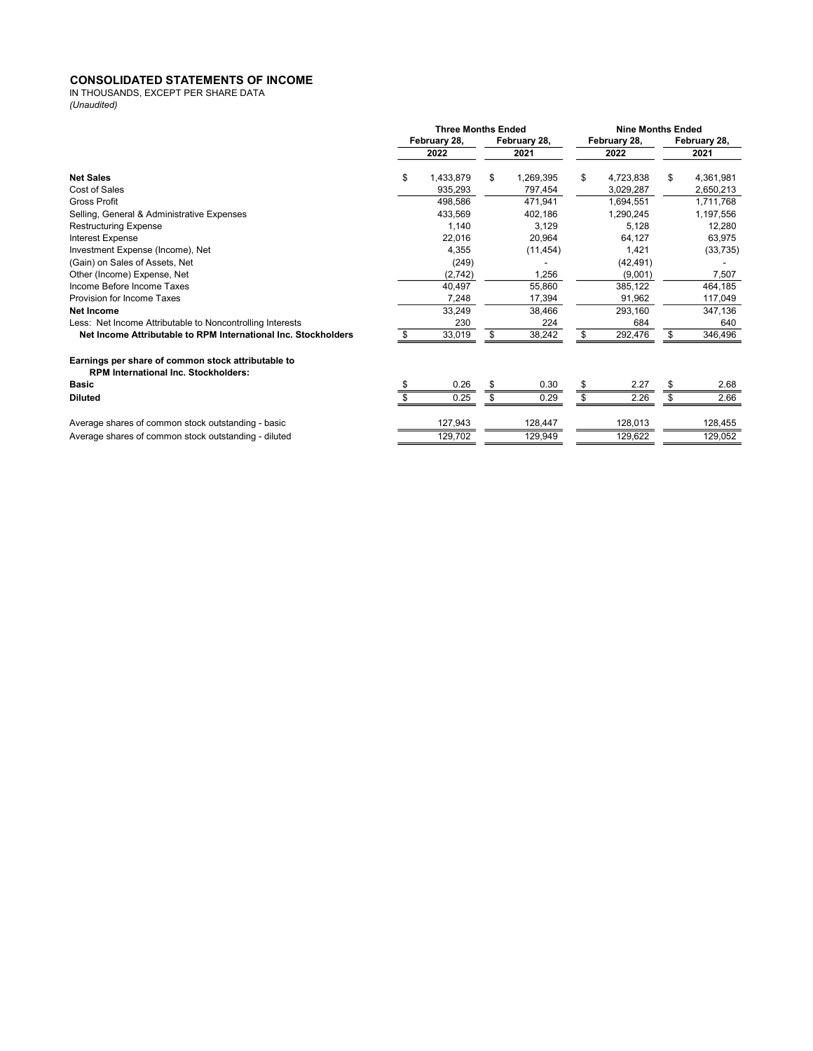## CONSOLIDATED STATEMENTS OF INCOME

IN THOUSANDS, EXCEPT PER SHARE DATA

*(Unaudited)*

| | Three Months Ended | | Nine Months Ended | |
|---|---|---|---|---|
| | February 28, 2022 | February 28, 2021 | February 28, 2022 | February 28, 2021 |
| **Net Sales** | $ 1,433,879 | $ 1,269,395 | $ 4,723,838 | $ 4,361,981 |
| Cost of Sales | 935,293 | 797,454 | 3,029,287 | 2,650,213 |
| Gross Profit | 498,586 | 471,941 | 1,694,551 | 1,711,768 |
| Selling, General & Administrative Expenses | 433,569 | 402,186 | 1,290,245 | 1,197,556 |
| Restructuring Expense | 1,140 | 3,129 | 5,128 | 12,280 |
| Interest Expense | 22,016 | 20,964 | 64,127 | 63,975 |
| Investment Expense (Income), Net | 4,355 | (11,454) | 1,421 | (33,735) |
| (Gain) on Sales of Assets, Net | (249) | - | (42,491) | - |
| Other (Income) Expense, Net | (2,742) | 1,256 | (9,001) | 7,507 |
| Income Before Income Taxes | 40,497 | 55,860 | 385,122 | 464,185 |
| Provision for Income Taxes | 7,248 | 17,394 | 91,962 | 117,049 |
| **Net Income** | 33,249 | 38,466 | 293,160 | 347,136 |
| Less: Net Income Attributable to Noncontrolling Interests | 230 | 224 | 684 | 640 |
| **Net Income Attributable to RPM International Inc. Stockholders** | $ 33,019 | $ 38,242 | $ 292,476 | $ 346,496 |
| | | | | |
| **Earnings per share of common stock attributable to RPM International Inc. Stockholders:** | | | | |
| **Basic** | $ 0.26 | $ 0.30 | $ 2.27 | $ 2.68 |
| **Diluted** | $ 0.25 | $ 0.29 | $ 2.26 | $ 2.66 |
| | | | | |
| Average shares of common stock outstanding - basic | 127,943 | 128,447 | 128,013 | 128,455 |
| Average shares of common stock outstanding - diluted | 129,702 | 129,949 | 129,622 | 129,052 |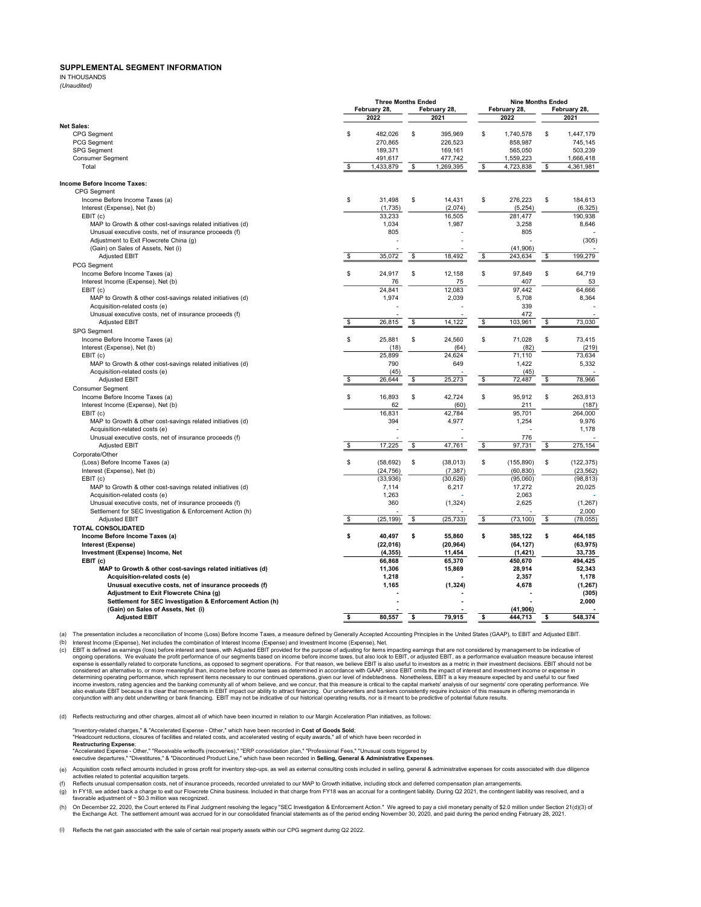# SUPPLEMENTAL SEGMENT INFORMATION

IN THOUSANDS

*(Unaudited)*

| | Three Months Ended February 28, 2022 | Three Months Ended February 28, 2021 | Nine Months Ended February 28, 2022 | Nine Months Ended February 28, 2021 |
|---|---|---|---|---|
| **Net Sales:** | | | | |
| CPG Segment | $ 482,026 | $ 395,969 | $ 1,740,578 | $ 1,447,179 |
| PCG Segment | 270,865 | 226,523 | 858,987 | 745,145 |
| SPG Segment | 189,371 | 169,161 | 565,050 | 503,239 |
| Consumer Segment | 491,617 | 477,742 | 1,559,223 | 1,666,418 |
| Total | $ 1,433,879 | $ 1,269,395 | $ 4,723,838 | $ 4,361,981 |
| **Income Before Income Taxes:** | | | | |
| CPG Segment | | | | |
| Income Before Income Taxes (a) | $ 31,498 | $ 14,431 | $ 276,223 | $ 184,613 |
| Interest (Expense), Net (b) | (1,735) | (2,074) | (5,254) | (6,325) |
| EBIT (c) | 33,233 | 16,505 | 281,477 | 190,938 |
| MAP to Growth & other cost-savings related initiatives (d) | 1,034 | 1,987 | 3,258 | 8,646 |
| Unusual executive costs, net of insurance proceeds (f) | 805 | - | 805 | - |
| Adjustment to Exit Flowcrete China (g) | - | - | - | (305) |
| (Gain) on Sales of Assets, Net (i) | - | - | (41,906) | - |
| Adjusted EBIT | $ 35,072 | $ 18,492 | $ 243,634 | $ 199,279 |
| PCG Segment | | | | |
| Income Before Income Taxes (a) | $ 24,917 | $ 12,158 | $ 97,849 | $ 64,719 |
| Interest Income (Expense), Net (b) | 76 | 75 | 407 | 53 |
| EBIT (c) | 24,841 | 12,083 | 97,442 | 64,666 |
| MAP to Growth & other cost-savings related initiatives (d) | 1,974 | 2,039 | 5,708 | 8,364 |
| Acquisition-related costs (e) | - | - | 339 | - |
| Unusual executive costs, net of insurance proceeds (f) | - | - | 472 | - |
| Adjusted EBIT | $ 26,815 | $ 14,122 | $ 103,961 | $ 73,030 |
| SPG Segment | | | | |
| Income Before Income Taxes (a) | $ 25,881 | $ 24,560 | $ 71,028 | $ 73,415 |
| Interest (Expense), Net (b) | (18) | (64) | (82) | (219) |
| EBIT (c) | 25,899 | 24,624 | 71,110 | 73,634 |
| MAP to Growth & other cost-savings related initiatives (d) | 790 | 649 | 1,422 | 5,332 |
| Acquisition-related costs (e) | (45) | - | (45) | - |
| Adjusted EBIT | $ 26,644 | $ 25,273 | $ 72,487 | $ 78,966 |
| Consumer Segment | | | | |
| Income Before Income Taxes (a) | $ 16,893 | $ 42,724 | $ 95,912 | $ 263,813 |
| Interest Income (Expense), Net (b) | 62 | (60) | 211 | (187) |
| EBIT (c) | 16,831 | 42,784 | 95,701 | 264,000 |
| MAP to Growth & other cost-savings related initiatives (d) | 394 | 4,977 | 1,254 | 9,976 |
| Acquisition-related costs (e) | - | - | - | 1,178 |
| Unusual executive costs, net of insurance proceeds (f) | - | - | 776 | - |
| Adjusted EBIT | $ 17,225 | $ 47,761 | $ 97,731 | $ 275,154 |
| Corporate/Other | | | | |
| (Loss) Before Income Taxes (a) | $ (58,692) | $ (38,013) | $ (155,890) | $ (122,375) |
| Interest (Expense), Net (b) | (24,756) | (7,387) | (60,830) | (23,562) |
| EBIT (c) | (33,936) | (30,626) | (95,060) | (98,813) |
| MAP to Growth & other cost-savings related initiatives (d) | 7,114 | 6,217 | 17,272 | 20,025 |
| Acquisition-related costs (e) | 1,263 | - | 2,063 | - |
| Unusual executive costs, net of insurance proceeds (f) | 360 | (1,324) | 2,625 | (1,267) |
| Settlement for SEC Investigation & Enforcement Action (h) | - | - | - | 2,000 |
| Adjusted EBIT | $ (25,199) | $ (25,733) | $ (73,100) | $ (78,055) |
| **TOTAL CONSOLIDATED** | | | | |
| **Income Before Income Taxes (a)** | **$ 40,497** | **$ 55,860** | **$ 385,122** | **$ 464,185** |
| **Interest (Expense)** | **(22,016)** | **(20,964)** | **(64,127)** | **(63,975)** |
| **Investment (Expense) Income, Net** | **(4,355)** | **11,454** | **(1,421)** | **33,735** |
| **EBIT (c)** | **66,868** | **65,370** | **450,670** | **494,425** |
| **MAP to Growth & other cost-savings related initiatives (d)** | **11,306** | **15,869** | **28,914** | **52,343** |
| **Acquisition-related costs (e)** | **1,218** | **-** | **2,357** | **1,178** |
| **Unusual executive costs, net of insurance proceeds (f)** | **1,165** | **(1,324)** | **4,678** | **(1,267)** |
| **Adjustment to Exit Flowcrete China (g)** | **-** | **-** | **-** | **(305)** |
| **Settlement for SEC Investigation & Enforcement Action (h)** | **-** | **-** | **-** | **2,000** |
| **(Gain) on Sales of Assets, Net (i)** | **-** | **-** | **(41,906)** | **-** |
| **Adjusted EBIT** | **$ 80,557** | **$ 79,915** | **$ 444,713** | **$ 548,374** |

(a) The presentation includes a reconciliation of Income (Loss) Before Income Taxes, a measure defined by Generally Accepted Accounting Principles in the United States (GAAP), to EBIT and Adjusted EBIT.

(b) Interest Income (Expense), Net includes the combination of Interest Income (Expense) and Investment Income (Expense), Net.

(c) EBIT is defined as earnings (loss) before interest and taxes, with Adjusted EBIT provided for the purpose of adjusting for items impacting earnings that are not considered by management to be indicative of ongoing operations. We evaluate the profit performance of our segments based on income before income taxes, but also look to EBIT, or adjusted EBIT, as a performance evaluation measure because interest expense is essentially related to corporate functions, as opposed to segment operations. For that reason, we believe EBIT is also useful to investors as a metric in their investment decisions. EBIT should not be considered an alternative to, or more meaningful than, income before income taxes as determined in accordance with GAAP, since EBIT omits the impact of interest and investment income or expense in determining operating performance, which represent items necessary to our continued operations, given our level of indebtedness. Nonetheless, EBIT is a key measure expected by and useful to our fixed income investors, rating agencies and the banking community all of whom believe, and we concur, that this measure is critical to the capital markets' analysis of our segments' core operating performance. We also evaluate EBIT because it is clear that movements in EBIT impact our ability to attract financing. Our underwriters and bankers consistently require inclusion of this measure in offering memoranda in conjunction with any debt underwriting or bank financing. EBIT may not be indicative of our historical operating results, nor is it meant to be predictive of potential future results.

(d) Reflects restructuring and other charges, almost all of which have been incurred in relation to our Margin Acceleration Plan initiatives, as follows:

"Inventory-related charges," & "Accelerated Expense - Other," which have been recorded in **Cost of Goods Sold**;
"Headcount reductions, closures of facilities and related costs, and accelerated vesting of equity awards," all of which have been recorded in **Restructuring Expense**;
"Accelerated Expense - Other," "Receivable writeoffs (recoveries)," "ERP consolidation plan," "Professional Fees," "Unusual costs triggered by executive departures," "Divestitures," & "Discontinued Product Line," which have been recorded in **Selling, General & Administrative Expenses**.

(e) Acquisition costs reflect amounts included in gross profit for inventory step-ups, as well as external consulting costs included in selling, general & administrative expenses for costs associated with due diligence activities related to potential acquisition targets.

(f) Reflects unusual compensation costs, net of insurance proceeds, recorded unrelated to our MAP to Growth initiative, including stock and deferred compensation plan arrangements.

(g) In FY18, we added back a charge to exit our Flowcrete China business. Included in that charge from FY18 was an accrual for a contingent liability. During Q2 2021, the contingent liability was resolved, and a favorable adjustment of ~ $0.3 million was recognized.

(h) On December 22, 2020, the Court entered its Final Judgment resolving the legacy "SEC Investigation & Enforcement Action." We agreed to pay a civil monetary penalty of $2.0 million under Section 21(d)(3) of the Exchange Act. The settlement amount was accrued for in our consolidated financial statements as of the period ending November 30, 2020, and paid during the period ending February 28, 2021.

(i) Reflects the net gain associated with the sale of certain real property assets within our CPG segment during Q2 2022.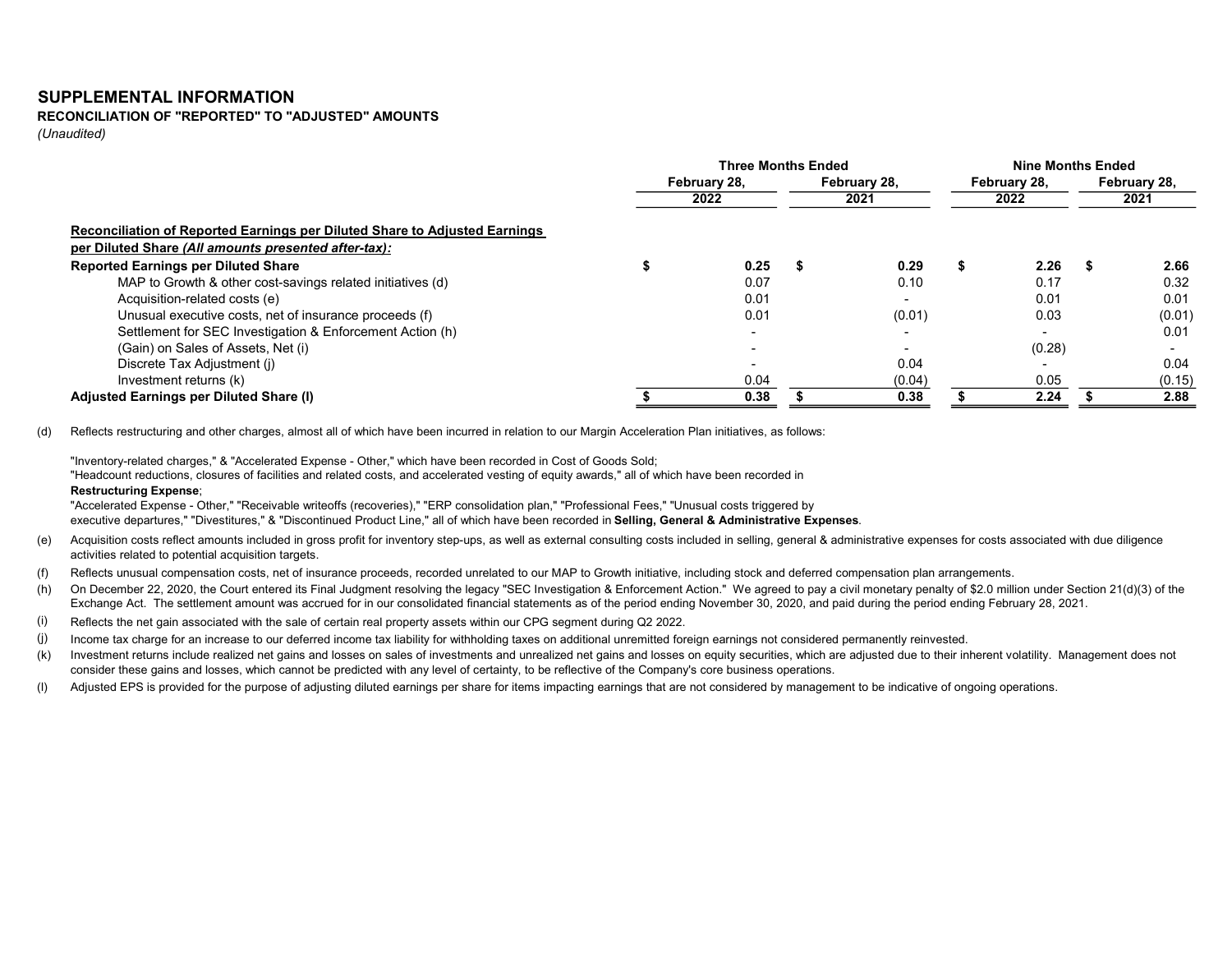# SUPPLEMENTAL INFORMATION

**RECONCILIATION OF "REPORTED" TO "ADJUSTED" AMOUNTS**

*(Unaudited)*

| | Three Months Ended | | Nine Months Ended | |
|---|---|---|---|---|
| | February 28, 2022 | February 28, 2021 | February 28, 2022 | February 28, 2021 |
| **Reconciliation of Reported Earnings per Diluted Share to Adjusted Earnings per Diluted Share *(All amounts presented after-tax)*:** | | | | |
| **Reported Earnings per Diluted Share** | $ 0.25 | $ 0.29 | $ 2.26 | $ 2.66 |
| MAP to Growth & other cost-savings related initiatives (d) | 0.07 | 0.10 | 0.17 | 0.32 |
| Acquisition-related costs (e) | 0.01 | - | 0.01 | 0.01 |
| Unusual executive costs, net of insurance proceeds (f) | 0.01 | (0.01) | 0.03 | (0.01) |
| Settlement for SEC Investigation & Enforcement Action (h) | - | - | - | 0.01 |
| (Gain) on Sales of Assets, Net (i) | - | - | (0.28) | - |
| Discrete Tax Adjustment (j) | - | 0.04 | - | 0.04 |
| Investment returns (k) | 0.04 | (0.04) | 0.05 | (0.15) |
| **Adjusted Earnings per Diluted Share (l)** | **$ 0.38** | **$ 0.38** | **$ 2.24** | **$ 2.88** |

(d) Reflects restructuring and other charges, almost all of which have been incurred in relation to our Margin Acceleration Plan initiatives, as follows:

"Inventory-related charges," & "Accelerated Expense - Other," which have been recorded in Cost of Goods Sold;
"Headcount reductions, closures of facilities and related costs, and accelerated vesting of equity awards," all of which have been recorded in **Restructuring Expense**;
"Accelerated Expense - Other," "Receivable writeoffs (recoveries)," "ERP consolidation plan," "Professional Fees," "Unusual costs triggered by executive departures," "Divestitures," & "Discontinued Product Line," all of which have been recorded in **Selling, General & Administrative Expenses**.

(e) Acquisition costs reflect amounts included in gross profit for inventory step-ups, as well as external consulting costs included in selling, general & administrative expenses for costs associated with due diligence activities related to potential acquisition targets.

(f) Reflects unusual compensation costs, net of insurance proceeds, recorded unrelated to our MAP to Growth initiative, including stock and deferred compensation plan arrangements.

(h) On December 22, 2020, the Court entered its Final Judgment resolving the legacy "SEC Investigation & Enforcement Action." We agreed to pay a civil monetary penalty of $2.0 million under Section 21(d)(3) of the Exchange Act. The settlement amount was accrued for in our consolidated financial statements as of the period ending November 30, 2020, and paid during the period ending February 28, 2021.

(i) Reflects the net gain associated with the sale of certain real property assets within our CPG segment during Q2 2022.

(j) Income tax charge for an increase to our deferred income tax liability for withholding taxes on additional unremitted foreign earnings not considered permanently reinvested.

(k) Investment returns include realized net gains and losses on sales of investments and unrealized net gains and losses on equity securities, which are adjusted due to their inherent volatility. Management does not consider these gains and losses, which cannot be predicted with any level of certainty, to be reflective of the Company's core business operations.

(l) Adjusted EPS is provided for the purpose of adjusting diluted earnings per share for items impacting earnings that are not considered by management to be indicative of ongoing operations.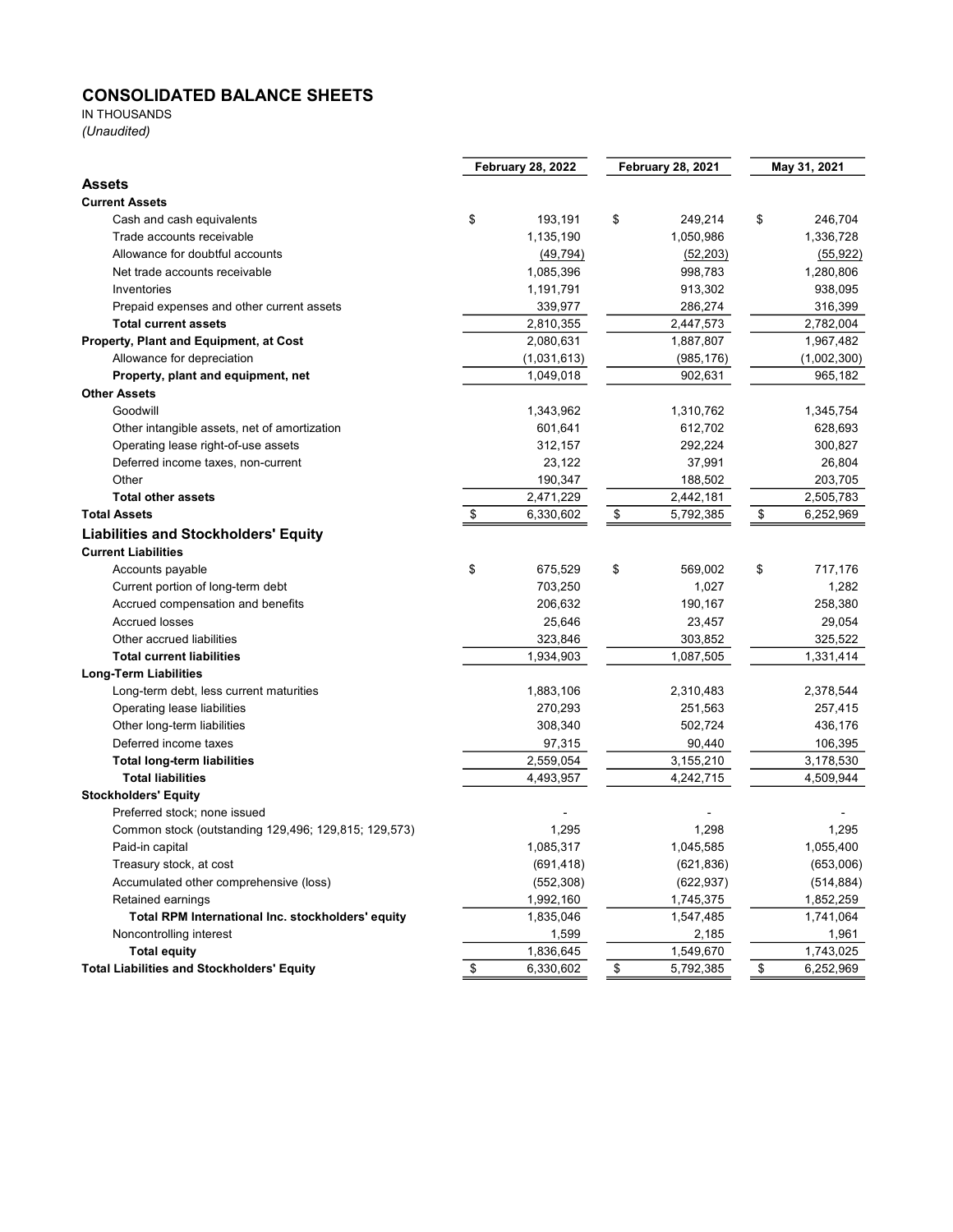## CONSOLIDATED BALANCE SHEETS

IN THOUSANDS

*(Unaudited)*

| | February 28, 2022 | February 28, 2021 | May 31, 2021 |
|---|---|---|---|
| **Assets** | | | |
| **Current Assets** | | | |
| Cash and cash equivalents | $ 193,191 | $ 249,214 | $ 246,704 |
| Trade accounts receivable | 1,135,190 | 1,050,986 | 1,336,728 |
| Allowance for doubtful accounts | (49,794) | (52,203) | (55,922) |
| Net trade accounts receivable | 1,085,396 | 998,783 | 1,280,806 |
| Inventories | 1,191,791 | 913,302 | 938,095 |
| Prepaid expenses and other current assets | 339,977 | 286,274 | 316,399 |
| **Total current assets** | 2,810,355 | 2,447,573 | 2,782,004 |
| **Property, Plant and Equipment, at Cost** | 2,080,631 | 1,887,807 | 1,967,482 |
| Allowance for depreciation | (1,031,613) | (985,176) | (1,002,300) |
| **Property, plant and equipment, net** | 1,049,018 | 902,631 | 965,182 |
| **Other Assets** | | | |
| Goodwill | 1,343,962 | 1,310,762 | 1,345,754 |
| Other intangible assets, net of amortization | 601,641 | 612,702 | 628,693 |
| Operating lease right-of-use assets | 312,157 | 292,224 | 300,827 |
| Deferred income taxes, non-current | 23,122 | 37,991 | 26,804 |
| Other | 190,347 | 188,502 | 203,705 |
| **Total other assets** | 2,471,229 | 2,442,181 | 2,505,783 |
| **Total Assets** | $ 6,330,602 | $ 5,792,385 | $ 6,252,969 |
| **Liabilities and Stockholders' Equity** | | | |
| **Current Liabilities** | | | |
| Accounts payable | $ 675,529 | $ 569,002 | $ 717,176 |
| Current portion of long-term debt | 703,250 | 1,027 | 1,282 |
| Accrued compensation and benefits | 206,632 | 190,167 | 258,380 |
| Accrued losses | 25,646 | 23,457 | 29,054 |
| Other accrued liabilities | 323,846 | 303,852 | 325,522 |
| **Total current liabilities** | 1,934,903 | 1,087,505 | 1,331,414 |
| **Long-Term Liabilities** | | | |
| Long-term debt, less current maturities | 1,883,106 | 2,310,483 | 2,378,544 |
| Operating lease liabilities | 270,293 | 251,563 | 257,415 |
| Other long-term liabilities | 308,340 | 502,724 | 436,176 |
| Deferred income taxes | 97,315 | 90,440 | 106,395 |
| **Total long-term liabilities** | 2,559,054 | 3,155,210 | 3,178,530 |
| **Total liabilities** | 4,493,957 | 4,242,715 | 4,509,944 |
| **Stockholders' Equity** | | | |
| Preferred stock; none issued | - | - | - |
| Common stock (outstanding 129,496; 129,815; 129,573) | 1,295 | 1,298 | 1,295 |
| Paid-in capital | 1,085,317 | 1,045,585 | 1,055,400 |
| Treasury stock, at cost | (691,418) | (621,836) | (653,006) |
| Accumulated other comprehensive (loss) | (552,308) | (622,937) | (514,884) |
| Retained earnings | 1,992,160 | 1,745,375 | 1,852,259 |
| **Total RPM International Inc. stockholders' equity** | 1,835,046 | 1,547,485 | 1,741,064 |
| Noncontrolling interest | 1,599 | 2,185 | 1,961 |
| **Total equity** | 1,836,645 | 1,549,670 | 1,743,025 |
| **Total Liabilities and Stockholders' Equity** | $ 6,330,602 | $ 5,792,385 | $ 6,252,969 |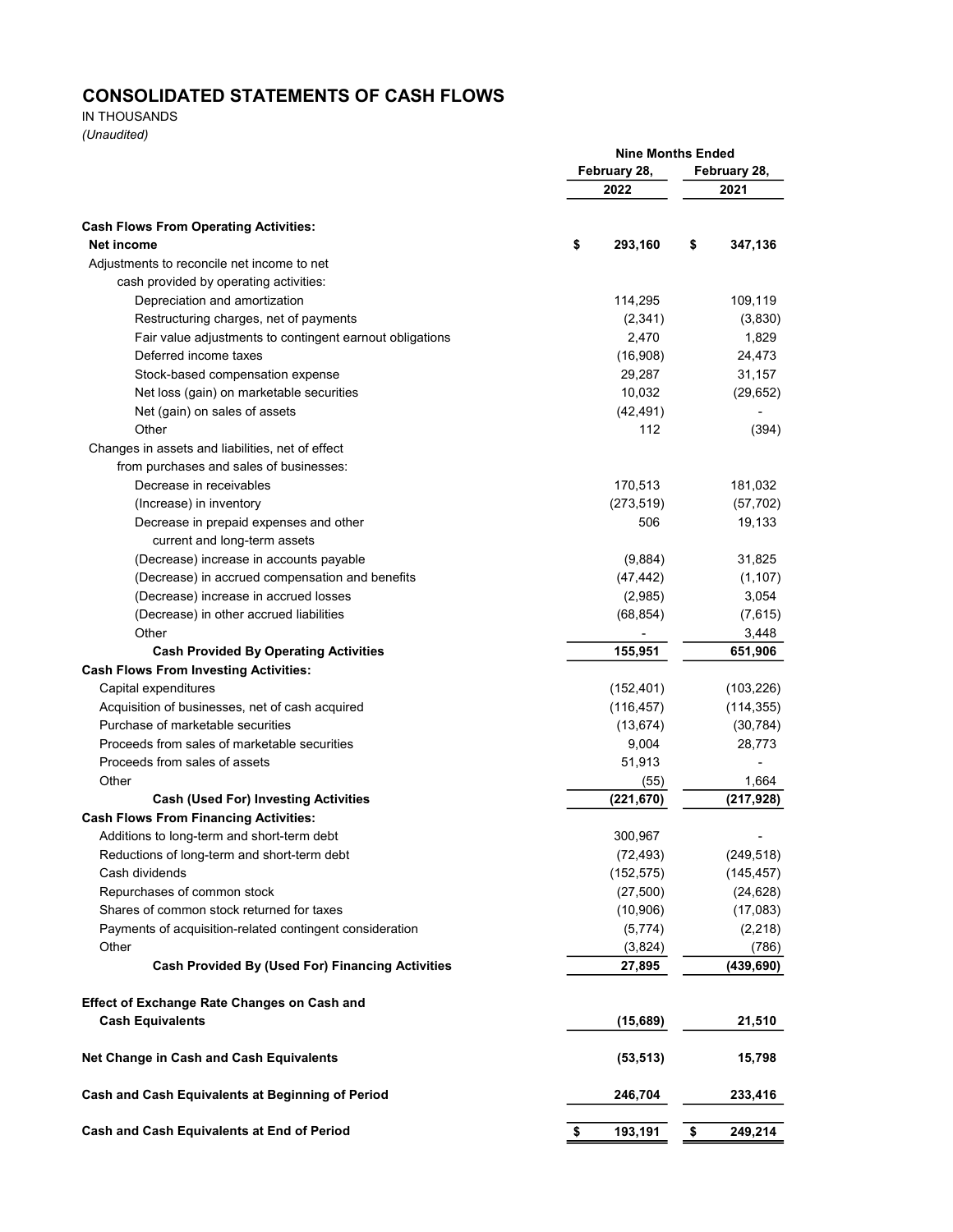# CONSOLIDATED STATEMENTS OF CASH FLOWS

IN THOUSANDS

*(Unaudited)*

| | Nine Months Ended February 28, 2022 | Nine Months Ended February 28, 2021 |
|---|---|---|
| **Cash Flows From Operating Activities:** | | |
| **Net income** | **$ 293,160** | **$ 347,136** |
| Adjustments to reconcile net income to net cash provided by operating activities: | | |
| Depreciation and amortization | 114,295 | 109,119 |
| Restructuring charges, net of payments | (2,341) | (3,830) |
| Fair value adjustments to contingent earnout obligations | 2,470 | 1,829 |
| Deferred income taxes | (16,908) | 24,473 |
| Stock-based compensation expense | 29,287 | 31,157 |
| Net loss (gain) on marketable securities | 10,032 | (29,652) |
| Net (gain) on sales of assets | (42,491) | - |
| Other | 112 | (394) |
| Changes in assets and liabilities, net of effect from purchases and sales of businesses: | | |
| Decrease in receivables | 170,513 | 181,032 |
| (Increase) in inventory | (273,519) | (57,702) |
| Decrease in prepaid expenses and other current and long-term assets | 506 | 19,133 |
| (Decrease) increase in accounts payable | (9,884) | 31,825 |
| (Decrease) in accrued compensation and benefits | (47,442) | (1,107) |
| (Decrease) increase in accrued losses | (2,985) | 3,054 |
| (Decrease) in other accrued liabilities | (68,854) | (7,615) |
| Other | - | 3,448 |
| **Cash Provided By Operating Activities** | **155,951** | **651,906** |
| **Cash Flows From Investing Activities:** | | |
| Capital expenditures | (152,401) | (103,226) |
| Acquisition of businesses, net of cash acquired | (116,457) | (114,355) |
| Purchase of marketable securities | (13,674) | (30,784) |
| Proceeds from sales of marketable securities | 9,004 | 28,773 |
| Proceeds from sales of assets | 51,913 | - |
| Other | (55) | 1,664 |
| **Cash (Used For) Investing Activities** | **(221,670)** | **(217,928)** |
| **Cash Flows From Financing Activities:** | | |
| Additions to long-term and short-term debt | 300,967 | - |
| Reductions of long-term and short-term debt | (72,493) | (249,518) |
| Cash dividends | (152,575) | (145,457) |
| Repurchases of common stock | (27,500) | (24,628) |
| Shares of common stock returned for taxes | (10,906) | (17,083) |
| Payments of acquisition-related contingent consideration | (5,774) | (2,218) |
| Other | (3,824) | (786) |
| **Cash Provided By (Used For) Financing Activities** | **27,895** | **(439,690)** |
| **Effect of Exchange Rate Changes on Cash and Cash Equivalents** | **(15,689)** | **21,510** |
| **Net Change in Cash and Cash Equivalents** | **(53,513)** | **15,798** |
| **Cash and Cash Equivalents at Beginning of Period** | **246,704** | **233,416** |
| **Cash and Cash Equivalents at End of Period** | **$ 193,191** | **$ 249,214** |